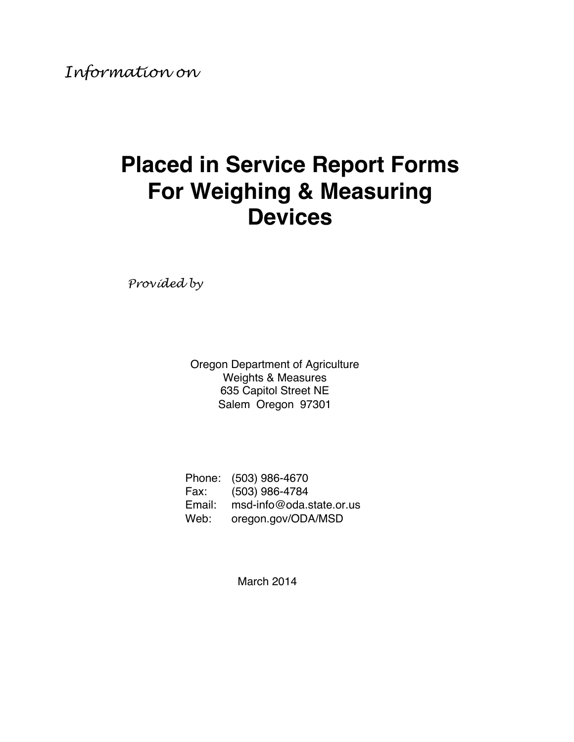*Information on*

# Placed in Service Report Forms For Weighing & Measuring Devices

*Provided by*

Oregon Department of Agriculture
Weights & Measures
635 Capitol Street NE
Salem Oregon 97301

Phone: (503) 986-4670
Fax: (503) 986-4784
Email: msd-info@oda.state.or.us
Web: oregon.gov/ODA/MSD

March 2014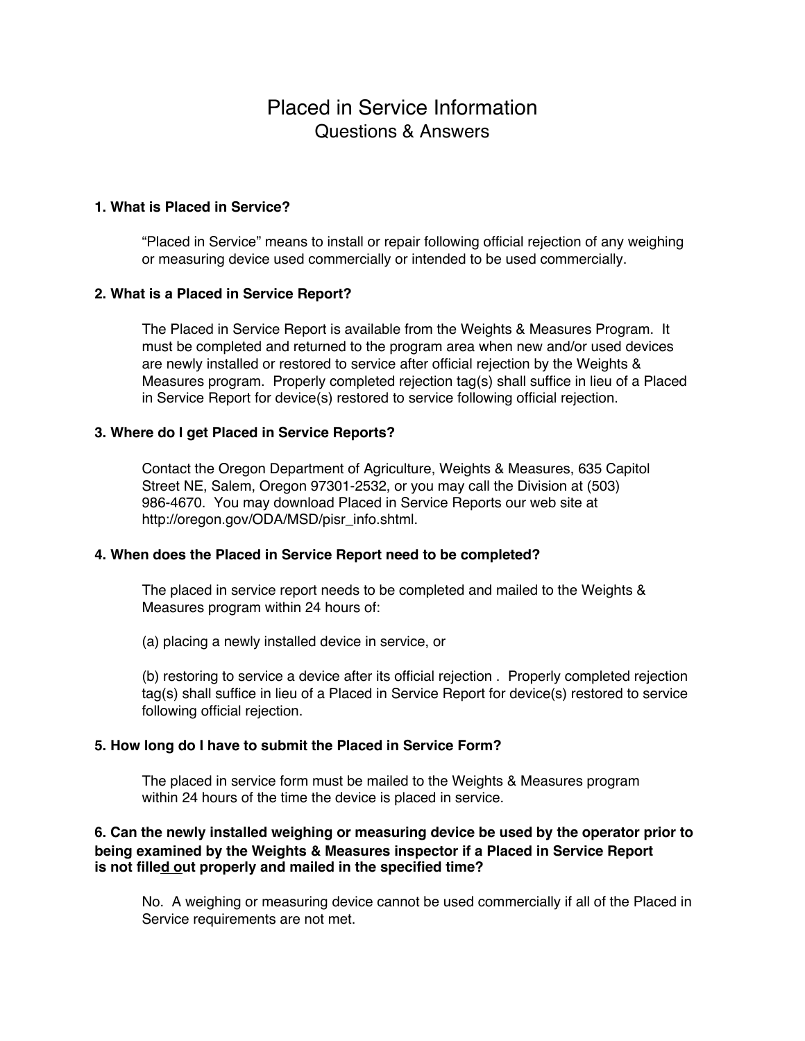# Placed in Service Information

## Questions & Answers

### 1. What is Placed in Service?

"Placed in Service" means to install or repair following official rejection of any weighing or measuring device used commercially or intended to be used commercially.

### 2. What is a Placed in Service Report?

The Placed in Service Report is available from the Weights & Measures Program. It must be completed and returned to the program area when new and/or used devices are newly installed or restored to service after official rejection by the Weights & Measures program. Properly completed rejection tag(s) shall suffice in lieu of a Placed in Service Report for device(s) restored to service following official rejection.

### 3. Where do I get Placed in Service Reports?

Contact the Oregon Department of Agriculture, Weights & Measures, 635 Capitol Street NE, Salem, Oregon 97301-2532, or you may call the Division at (503) 986-4670. You may download Placed in Service Reports our web site at http://oregon.gov/ODA/MSD/pisr_info.shtml.

### 4. When does the Placed in Service Report need to be completed?

The placed in service report needs to be completed and mailed to the Weights & Measures program within 24 hours of:

(a) placing a newly installed device in service, or

(b) restoring to service a device after its official rejection . Properly completed rejection tag(s) shall suffice in lieu of a Placed in Service Report for device(s) restored to service following official rejection.

### 5. How long do I have to submit the Placed in Service Form?

The placed in service form must be mailed to the Weights & Measures program within 24 hours of the time the device is placed in service.

### 6. Can the newly installed weighing or measuring device be used by the operator prior to being examined by the Weights & Measures inspector if a Placed in Service Report is not filled out properly and mailed in the specified time?

No. A weighing or measuring device cannot be used commercially if all of the Placed in Service requirements are not met.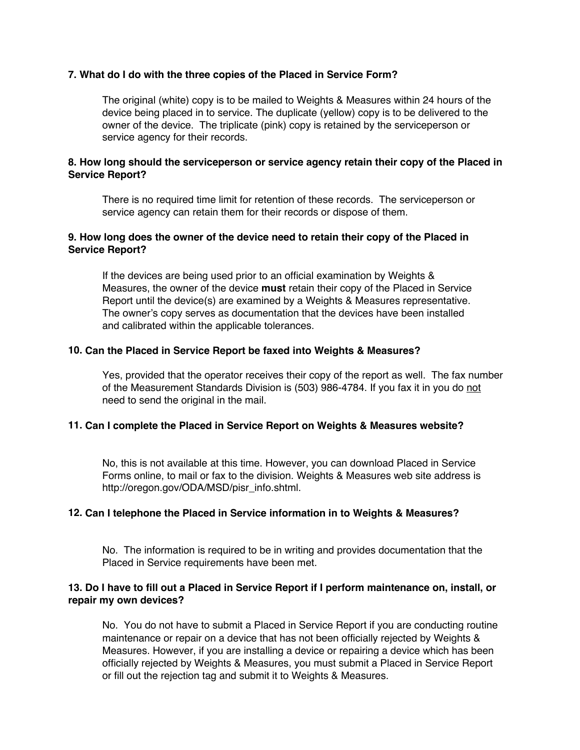**7. What do I do with the three copies of the Placed in Service Form?**

The original (white) copy is to be mailed to Weights & Measures within 24 hours of the device being placed in to service. The duplicate (yellow) copy is to be delivered to the owner of the device. The triplicate (pink) copy is retained by the serviceperson or service agency for their records.

**8. How long should the serviceperson or service agency retain their copy of the Placed in Service Report?**

There is no required time limit for retention of these records. The serviceperson or service agency can retain them for their records or dispose of them.

**9. How long does the owner of the device need to retain their copy of the Placed in Service Report?**

If the devices are being used prior to an official examination by Weights & Measures, the owner of the device **must** retain their copy of the Placed in Service Report until the device(s) are examined by a Weights & Measures representative. The owner's copy serves as documentation that the devices have been installed and calibrated within the applicable tolerances.

**10. Can the Placed in Service Report be faxed into Weights & Measures?**

Yes, provided that the operator receives their copy of the report as well. The fax number of the Measurement Standards Division is (503) 986-4784. If you fax it in you do <u>not</u> need to send the original in the mail.

**11. Can I complete the Placed in Service Report on Weights & Measures website?**

No, this is not available at this time. However, you can download Placed in Service Forms online, to mail or fax to the division. Weights & Measures web site address is http://oregon.gov/ODA/MSD/pisr_info.shtml.

**12. Can I telephone the Placed in Service information in to Weights & Measures?**

No. The information is required to be in writing and provides documentation that the Placed in Service requirements have been met.

**13. Do I have to fill out a Placed in Service Report if I perform maintenance on, install, or repair my own devices?**

No. You do not have to submit a Placed in Service Report if you are conducting routine maintenance or repair on a device that has not been officially rejected by Weights & Measures. However, if you are installing a device or repairing a device which has been officially rejected by Weights & Measures, you must submit a Placed in Service Report or fill out the rejection tag and submit it to Weights & Measures.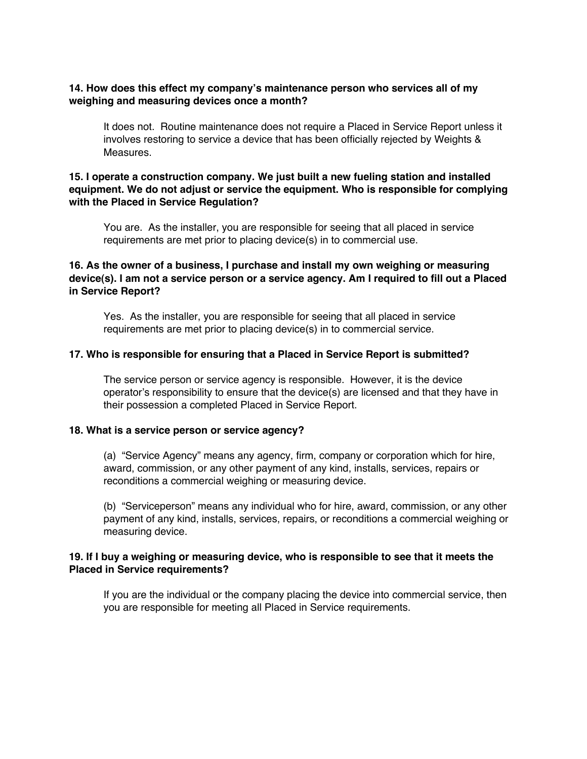**14. How does this effect my company's maintenance person who services all of my weighing and measuring devices once a month?**

It does not. Routine maintenance does not require a Placed in Service Report unless it involves restoring to service a device that has been officially rejected by Weights & Measures.

**15. I operate a construction company. We just built a new fueling station and installed equipment. We do not adjust or service the equipment. Who is responsible for complying with the Placed in Service Regulation?**

You are. As the installer, you are responsible for seeing that all placed in service requirements are met prior to placing device(s) in to commercial use.

**16. As the owner of a business, I purchase and install my own weighing or measuring device(s). I am not a service person or a service agency. Am I required to fill out a Placed in Service Report?**

Yes. As the installer, you are responsible for seeing that all placed in service requirements are met prior to placing device(s) in to commercial service.

**17. Who is responsible for ensuring that a Placed in Service Report is submitted?**

The service person or service agency is responsible. However, it is the device operator's responsibility to ensure that the device(s) are licensed and that they have in their possession a completed Placed in Service Report.

**18. What is a service person or service agency?**

(a) "Service Agency" means any agency, firm, company or corporation which for hire, award, commission, or any other payment of any kind, installs, services, repairs or reconditions a commercial weighing or measuring device.

(b) "Serviceperson" means any individual who for hire, award, commission, or any other payment of any kind, installs, services, repairs, or reconditions a commercial weighing or measuring device.

**19. If I buy a weighing or measuring device, who is responsible to see that it meets the Placed in Service requirements?**

If you are the individual or the company placing the device into commercial service, then you are responsible for meeting all Placed in Service requirements.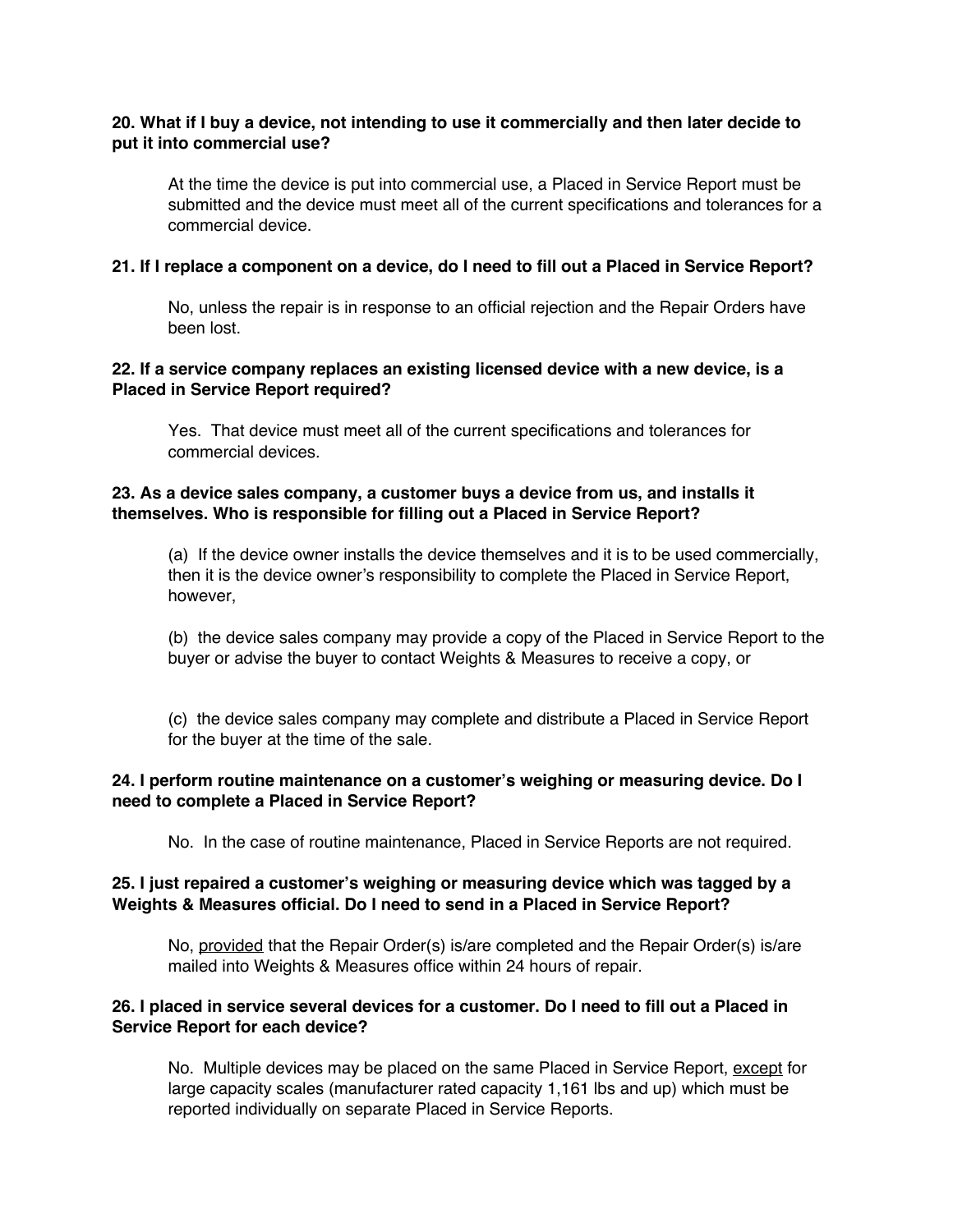**20. What if I buy a device, not intending to use it commercially and then later decide to put it into commercial use?**

At the time the device is put into commercial use, a Placed in Service Report must be submitted and the device must meet all of the current specifications and tolerances for a commercial device.

**21. If I replace a component on a device, do I need to fill out a Placed in Service Report?**

No, unless the repair is in response to an official rejection and the Repair Orders have been lost.

**22. If a service company replaces an existing licensed device with a new device, is a Placed in Service Report required?**

Yes. That device must meet all of the current specifications and tolerances for commercial devices.

**23. As a device sales company, a customer buys a device from us, and installs it themselves. Who is responsible for filling out a Placed in Service Report?**

(a) If the device owner installs the device themselves and it is to be used commercially, then it is the device owner's responsibility to complete the Placed in Service Report, however,

(b) the device sales company may provide a copy of the Placed in Service Report to the buyer or advise the buyer to contact Weights & Measures to receive a copy, or

(c) the device sales company may complete and distribute a Placed in Service Report for the buyer at the time of the sale.

**24. I perform routine maintenance on a customer's weighing or measuring device. Do I need to complete a Placed in Service Report?**

No. In the case of routine maintenance, Placed in Service Reports are not required.

**25. I just repaired a customer's weighing or measuring device which was tagged by a Weights & Measures official. Do I need to send in a Placed in Service Report?**

No, <u>provided</u> that the Repair Order(s) is/are completed and the Repair Order(s) is/are mailed into Weights & Measures office within 24 hours of repair.

**26. I placed in service several devices for a customer. Do I need to fill out a Placed in Service Report for each device?**

No. Multiple devices may be placed on the same Placed in Service Report, <u>except</u> for large capacity scales (manufacturer rated capacity 1,161 lbs and up) which must be reported individually on separate Placed in Service Reports.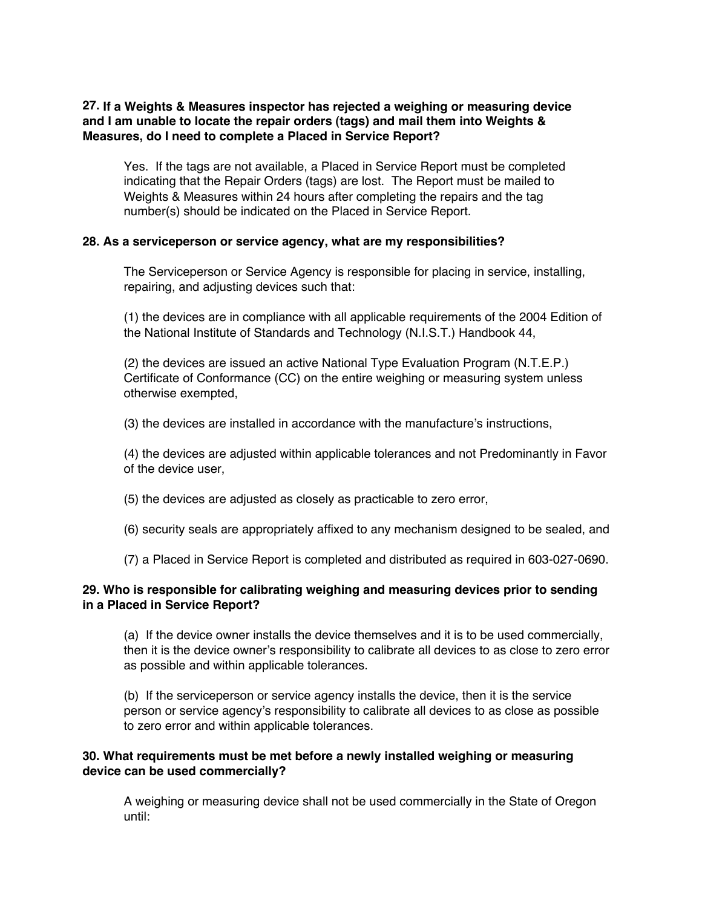**27. If a Weights & Measures inspector has rejected a weighing or measuring device and I am unable to locate the repair orders (tags) and mail them into Weights & Measures, do I need to complete a Placed in Service Report?**

Yes. If the tags are not available, a Placed in Service Report must be completed indicating that the Repair Orders (tags) are lost. The Report must be mailed to Weights & Measures within 24 hours after completing the repairs and the tag number(s) should be indicated on the Placed in Service Report.

**28. As a serviceperson or service agency, what are my responsibilities?**

The Serviceperson or Service Agency is responsible for placing in service, installing, repairing, and adjusting devices such that:

(1) the devices are in compliance with all applicable requirements of the 2004 Edition of the National Institute of Standards and Technology (N.I.S.T.) Handbook 44,

(2) the devices are issued an active National Type Evaluation Program (N.T.E.P.) Certificate of Conformance (CC) on the entire weighing or measuring system unless otherwise exempted,

(3) the devices are installed in accordance with the manufacture's instructions,

(4) the devices are adjusted within applicable tolerances and not Predominantly in Favor of the device user,

(5) the devices are adjusted as closely as practicable to zero error,

(6) security seals are appropriately affixed to any mechanism designed to be sealed, and

(7) a Placed in Service Report is completed and distributed as required in 603-027-0690.

**29. Who is responsible for calibrating weighing and measuring devices prior to sending in a Placed in Service Report?**

(a) If the device owner installs the device themselves and it is to be used commercially, then it is the device owner's responsibility to calibrate all devices to as close to zero error as possible and within applicable tolerances.

(b) If the serviceperson or service agency installs the device, then it is the service person or service agency's responsibility to calibrate all devices to as close as possible to zero error and within applicable tolerances.

**30. What requirements must be met before a newly installed weighing or measuring device can be used commercially?**

A weighing or measuring device shall not be used commercially in the State of Oregon until: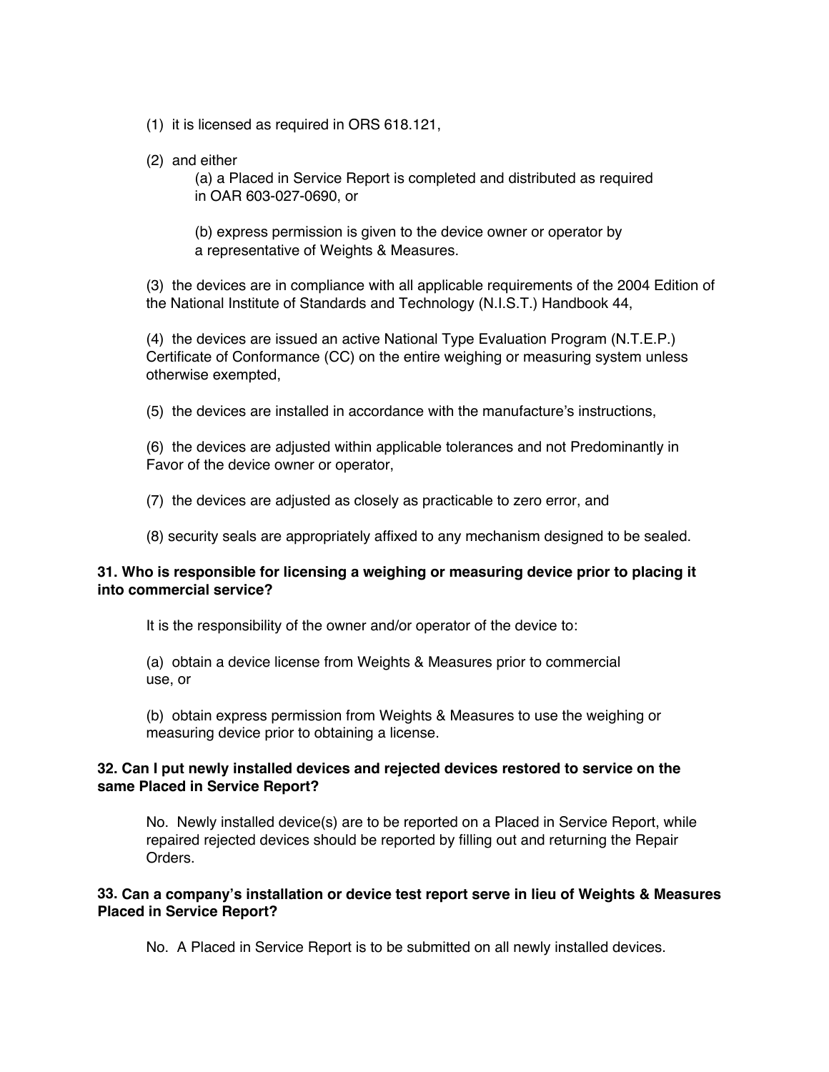(1) it is licensed as required in ORS 618.121,

(2) and either

(a) a Placed in Service Report is completed and distributed as required in OAR 603-027-0690, or

(b) express permission is given to the device owner or operator by a representative of Weights & Measures.

(3) the devices are in compliance with all applicable requirements of the 2004 Edition of the National Institute of Standards and Technology (N.I.S.T.) Handbook 44,

(4) the devices are issued an active National Type Evaluation Program (N.T.E.P.) Certificate of Conformance (CC) on the entire weighing or measuring system unless otherwise exempted,

(5) the devices are installed in accordance with the manufacture's instructions,

(6) the devices are adjusted within applicable tolerances and not Predominantly in Favor of the device owner or operator,

(7) the devices are adjusted as closely as practicable to zero error, and

(8) security seals are appropriately affixed to any mechanism designed to be sealed.

**31. Who is responsible for licensing a weighing or measuring device prior to placing it into commercial service?**

It is the responsibility of the owner and/or operator of the device to:

(a) obtain a device license from Weights & Measures prior to commercial use, or

(b) obtain express permission from Weights & Measures to use the weighing or measuring device prior to obtaining a license.

**32. Can I put newly installed devices and rejected devices restored to service on the same Placed in Service Report?**

No. Newly installed device(s) are to be reported on a Placed in Service Report, while repaired rejected devices should be reported by filling out and returning the Repair Orders.

**33. Can a company's installation or device test report serve in lieu of Weights & Measures Placed in Service Report?**

No. A Placed in Service Report is to be submitted on all newly installed devices.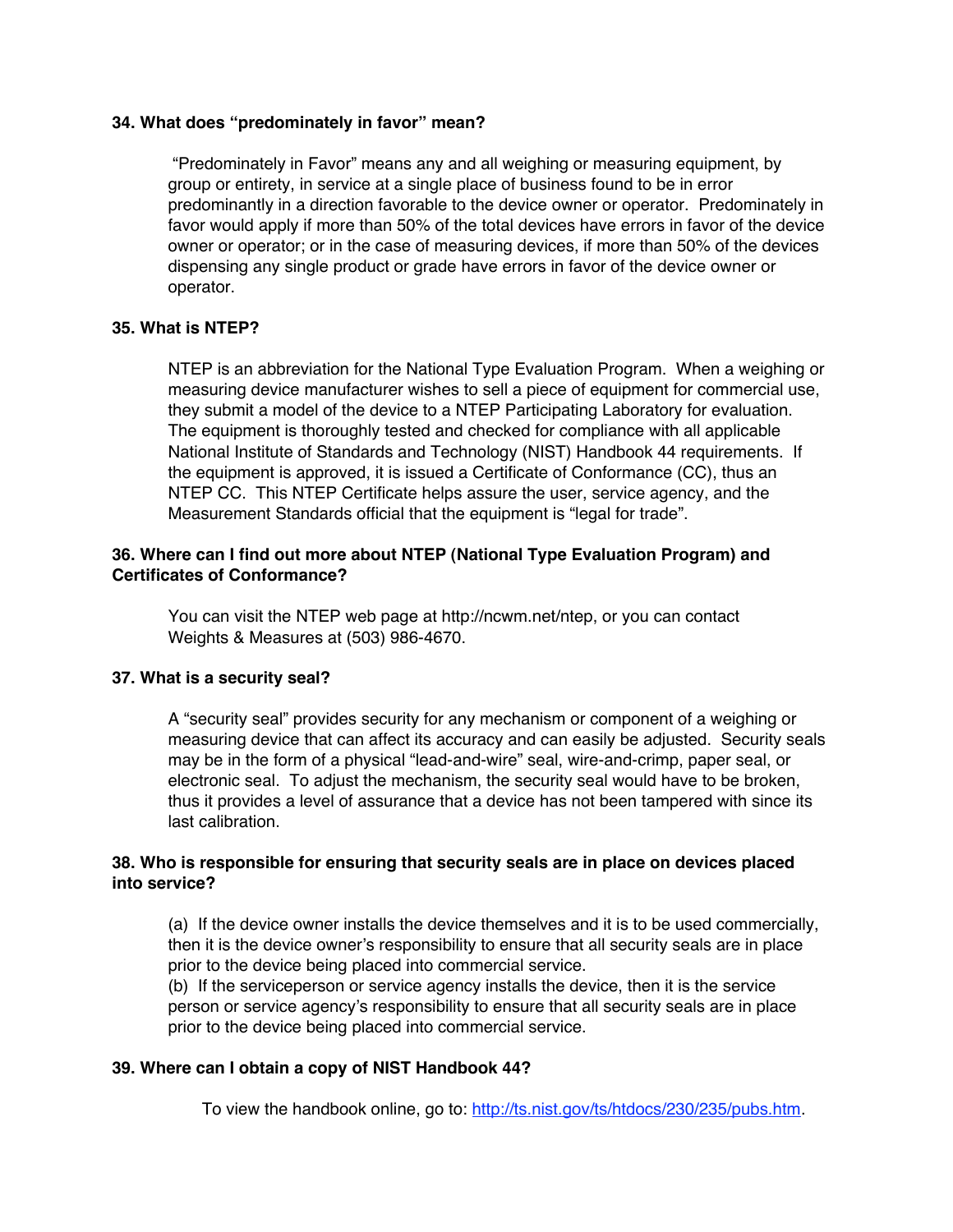**34. What does "predominately in favor" mean?**

"Predominately in Favor" means any and all weighing or measuring equipment, by group or entirety, in service at a single place of business found to be in error predominantly in a direction favorable to the device owner or operator. Predominately in favor would apply if more than 50% of the total devices have errors in favor of the device owner or operator; or in the case of measuring devices, if more than 50% of the devices dispensing any single product or grade have errors in favor of the device owner or operator.

**35. What is NTEP?**

NTEP is an abbreviation for the National Type Evaluation Program. When a weighing or measuring device manufacturer wishes to sell a piece of equipment for commercial use, they submit a model of the device to a NTEP Participating Laboratory for evaluation. The equipment is thoroughly tested and checked for compliance with all applicable National Institute of Standards and Technology (NIST) Handbook 44 requirements. If the equipment is approved, it is issued a Certificate of Conformance (CC), thus an NTEP CC. This NTEP Certificate helps assure the user, service agency, and the Measurement Standards official that the equipment is "legal for trade".

**36. Where can I find out more about NTEP (National Type Evaluation Program) and Certificates of Conformance?**

You can visit the NTEP web page at http://ncwm.net/ntep, or you can contact Weights & Measures at (503) 986-4670.

**37. What is a security seal?**

A "security seal" provides security for any mechanism or component of a weighing or measuring device that can affect its accuracy and can easily be adjusted. Security seals may be in the form of a physical "lead-and-wire" seal, wire-and-crimp, paper seal, or electronic seal. To adjust the mechanism, the security seal would have to be broken, thus it provides a level of assurance that a device has not been tampered with since its last calibration.

**38. Who is responsible for ensuring that security seals are in place on devices placed into service?**

(a) If the device owner installs the device themselves and it is to be used commercially, then it is the device owner's responsibility to ensure that all security seals are in place prior to the device being placed into commercial service.
(b) If the serviceperson or service agency installs the device, then it is the service person or service agency's responsibility to ensure that all security seals are in place prior to the device being placed into commercial service.

**39. Where can I obtain a copy of NIST Handbook 44?**

To view the handbook online, go to: [http://ts.nist.gov/ts/htdocs/230/235/pubs.htm](http://ts.nist.gov/ts/htdocs/230/235/pubs.htm).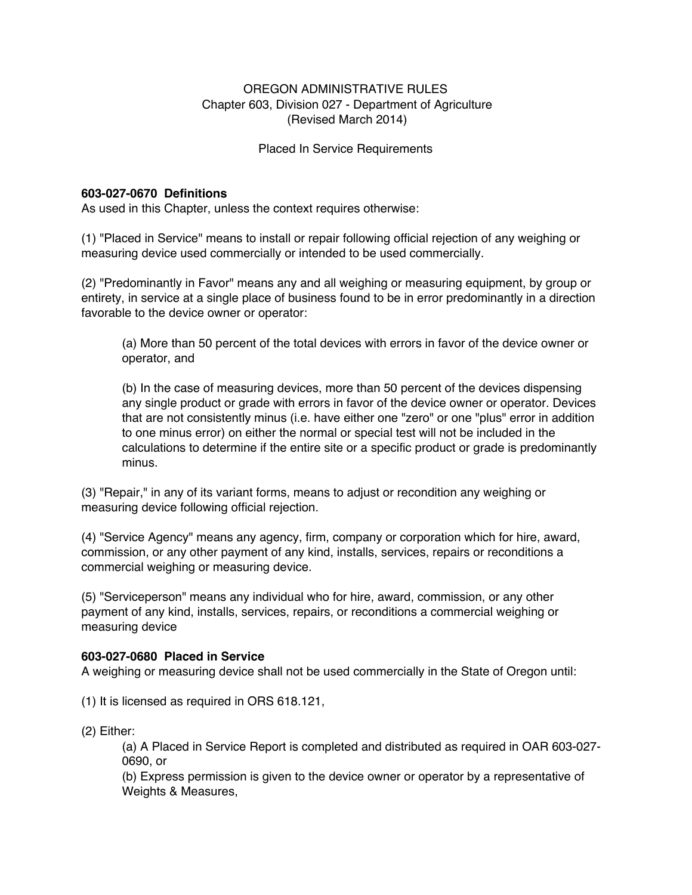OREGON ADMINISTRATIVE RULES
Chapter 603, Division 027 - Department of Agriculture
(Revised March 2014)

Placed In Service Requirements

**603-027-0670 Definitions**
As used in this Chapter, unless the context requires otherwise:

(1) "Placed in Service" means to install or repair following official rejection of any weighing or measuring device used commercially or intended to be used commercially.

(2) "Predominantly in Favor" means any and all weighing or measuring equipment, by group or entirety, in service at a single place of business found to be in error predominantly in a direction favorable to the device owner or operator:

> (a) More than 50 percent of the total devices with errors in favor of the device owner or operator, and
>
> (b) In the case of measuring devices, more than 50 percent of the devices dispensing any single product or grade with errors in favor of the device owner or operator. Devices that are not consistently minus (i.e. have either one "zero" or one "plus" error in addition to one minus error) on either the normal or special test will not be included in the calculations to determine if the entire site or a specific product or grade is predominantly minus.

(3) "Repair," in any of its variant forms, means to adjust or recondition any weighing or measuring device following official rejection.

(4) "Service Agency" means any agency, firm, company or corporation which for hire, award, commission, or any other payment of any kind, installs, services, repairs or reconditions a commercial weighing or measuring device.

(5) "Serviceperson" means any individual who for hire, award, commission, or any other payment of any kind, installs, services, repairs, or reconditions a commercial weighing or measuring device

**603-027-0680 Placed in Service**
A weighing or measuring device shall not be used commercially in the State of Oregon until:

(1) It is licensed as required in ORS 618.121,

(2) Either:

> (a) A Placed in Service Report is completed and distributed as required in OAR 603-027-0690, or
> (b) Express permission is given to the device owner or operator by a representative of Weights & Measures,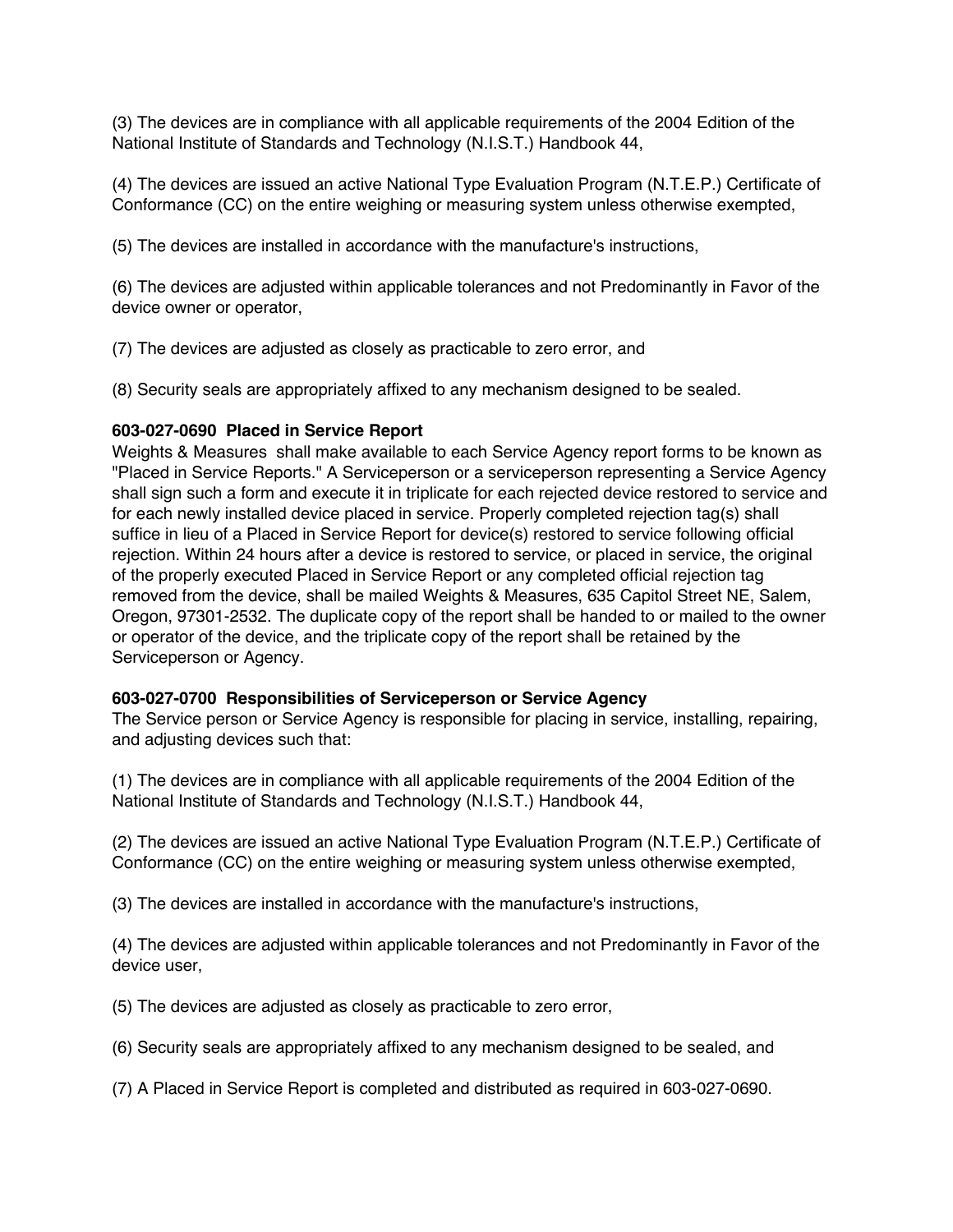(3) The devices are in compliance with all applicable requirements of the 2004 Edition of the National Institute of Standards and Technology (N.I.S.T.) Handbook 44,

(4) The devices are issued an active National Type Evaluation Program (N.T.E.P.) Certificate of Conformance (CC) on the entire weighing or measuring system unless otherwise exempted,

(5) The devices are installed in accordance with the manufacture's instructions,

(6) The devices are adjusted within applicable tolerances and not Predominantly in Favor of the device owner or operator,

(7) The devices are adjusted as closely as practicable to zero error, and

(8) Security seals are appropriately affixed to any mechanism designed to be sealed.

**603-027-0690 Placed in Service Report**

Weights & Measures shall make available to each Service Agency report forms to be known as "Placed in Service Reports." A Serviceperson or a serviceperson representing a Service Agency shall sign such a form and execute it in triplicate for each rejected device restored to service and for each newly installed device placed in service. Properly completed rejection tag(s) shall suffice in lieu of a Placed in Service Report for device(s) restored to service following official rejection. Within 24 hours after a device is restored to service, or placed in service, the original of the properly executed Placed in Service Report or any completed official rejection tag removed from the device, shall be mailed Weights & Measures, 635 Capitol Street NE, Salem, Oregon, 97301-2532. The duplicate copy of the report shall be handed to or mailed to the owner or operator of the device, and the triplicate copy of the report shall be retained by the Serviceperson or Agency.

**603-027-0700 Responsibilities of Serviceperson or Service Agency**

The Service person or Service Agency is responsible for placing in service, installing, repairing, and adjusting devices such that:

(1) The devices are in compliance with all applicable requirements of the 2004 Edition of the National Institute of Standards and Technology (N.I.S.T.) Handbook 44,

(2) The devices are issued an active National Type Evaluation Program (N.T.E.P.) Certificate of Conformance (CC) on the entire weighing or measuring system unless otherwise exempted,

(3) The devices are installed in accordance with the manufacture's instructions,

(4) The devices are adjusted within applicable tolerances and not Predominantly in Favor of the device user,

(5) The devices are adjusted as closely as practicable to zero error,

(6) Security seals are appropriately affixed to any mechanism designed to be sealed, and

(7) A Placed in Service Report is completed and distributed as required in 603-027-0690.